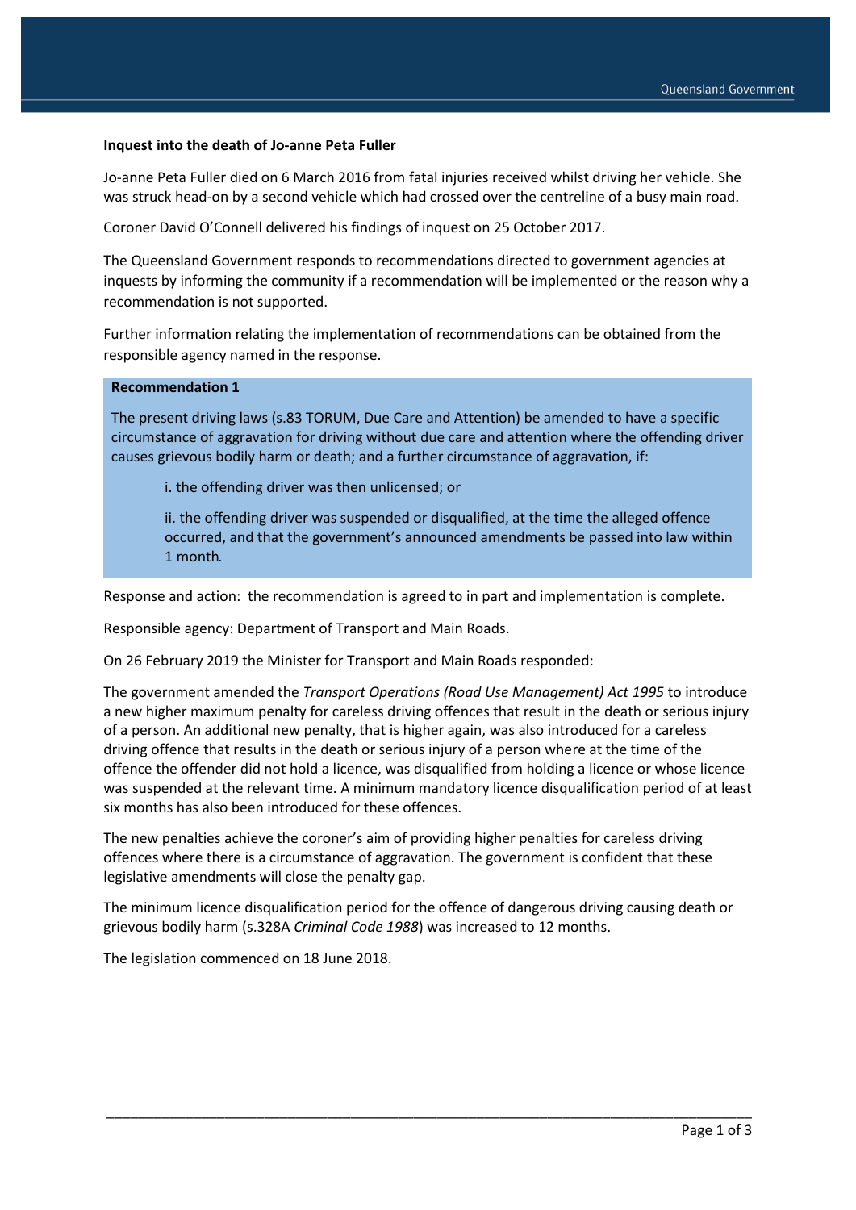**Inquest into the death of Jo-anne Peta Fuller**

Jo-anne Peta Fuller died on 6 March 2016 from fatal injuries received whilst driving her vehicle. She was struck head-on by a second vehicle which had crossed over the centreline of a busy main road.

Coroner David O'Connell delivered his findings of inquest on 25 October 2017.

The Queensland Government responds to recommendations directed to government agencies at inquests by informing the community if a recommendation will be implemented or the reason why a recommendation is not supported.

Further information relating the implementation of recommendations can be obtained from the responsible agency named in the response.

**Recommendation 1**

The present driving laws (s.83 TORUM, Due Care and Attention) be amended to have a specific circumstance of aggravation for driving without due care and attention where the offending driver causes grievous bodily harm or death; and a further circumstance of aggravation, if:

i. the offending driver was then unlicensed; or

ii. the offending driver was suspended or disqualified, at the time the alleged offence occurred, and that the government's announced amendments be passed into law within 1 month.

Response and action: the recommendation is agreed to in part and implementation is complete.

Responsible agency: Department of Transport and Main Roads.

On 26 February 2019 the Minister for Transport and Main Roads responded:

The government amended the *Transport Operations (Road Use Management) Act 1995* to introduce a new higher maximum penalty for careless driving offences that result in the death or serious injury of a person. An additional new penalty, that is higher again, was also introduced for a careless driving offence that results in the death or serious injury of a person where at the time of the offence the offender did not hold a licence, was disqualified from holding a licence or whose licence was suspended at the relevant time. A minimum mandatory licence disqualification period of at least six months has also been introduced for these offences.

The new penalties achieve the coroner's aim of providing higher penalties for careless driving offences where there is a circumstance of aggravation. The government is confident that these legislative amendments will close the penalty gap.

The minimum licence disqualification period for the offence of dangerous driving causing death or grievous bodily harm (s.328A *Criminal Code 1988*) was increased to 12 months.

The legislation commenced on 18 June 2018.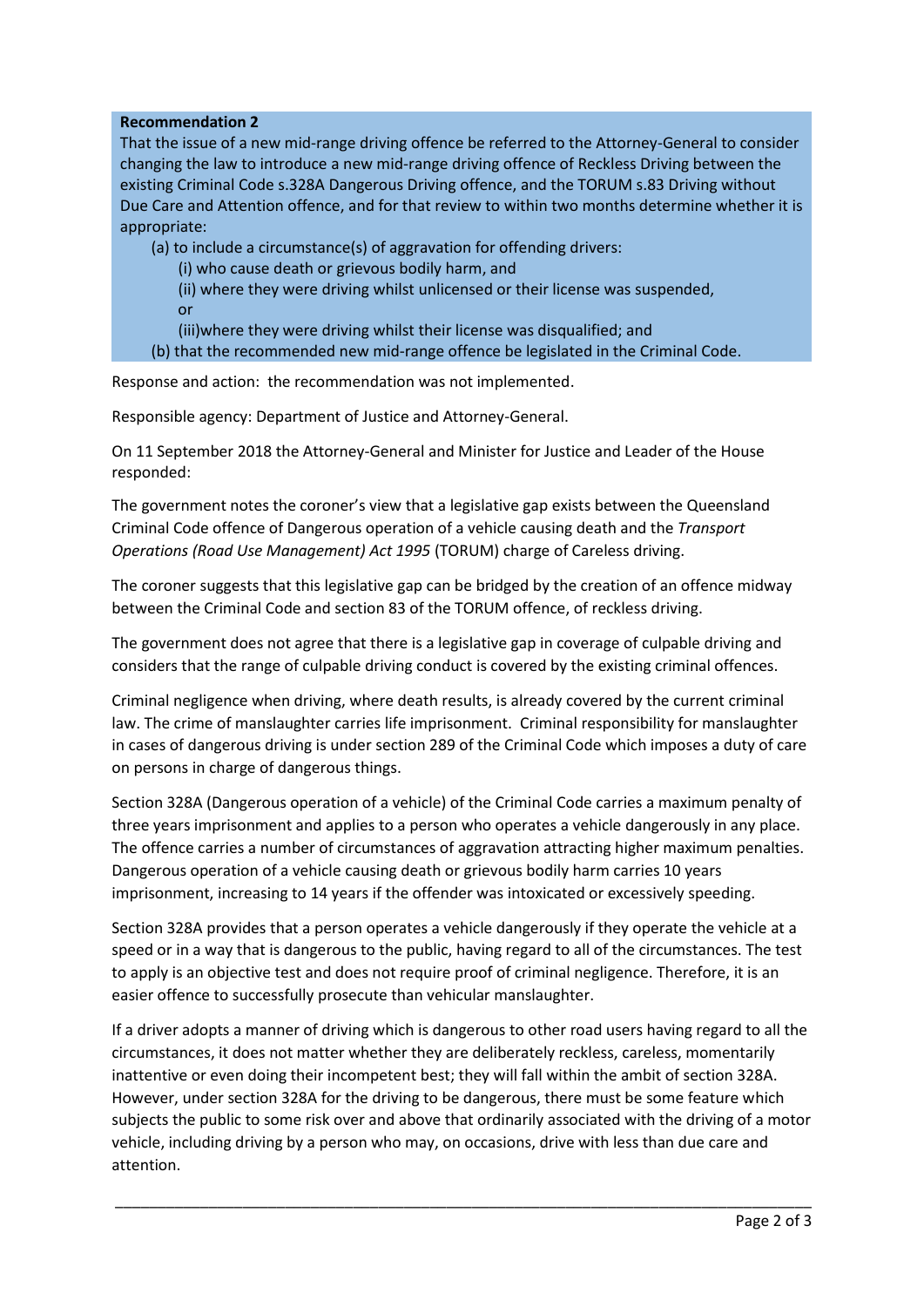**Recommendation 2**

That the issue of a new mid-range driving offence be referred to the Attorney-General to consider changing the law to introduce a new mid-range driving offence of Reckless Driving between the existing Criminal Code s.328A Dangerous Driving offence, and the TORUM s.83 Driving without Due Care and Attention offence, and for that review to within two months determine whether it is appropriate:

(a) to include a circumstance(s) of aggravation for offending drivers:

(i) who cause death or grievous bodily harm, and

(ii) where they were driving whilst unlicensed or their license was suspended, or

(iii)where they were driving whilst their license was disqualified; and

(b) that the recommended new mid-range offence be legislated in the Criminal Code.

Response and action: the recommendation was not implemented.

Responsible agency: Department of Justice and Attorney-General.

On 11 September 2018 the Attorney-General and Minister for Justice and Leader of the House responded:

The government notes the coroner's view that a legislative gap exists between the Queensland Criminal Code offence of Dangerous operation of a vehicle causing death and the *Transport Operations (Road Use Management) Act 1995* (TORUM) charge of Careless driving.

The coroner suggests that this legislative gap can be bridged by the creation of an offence midway between the Criminal Code and section 83 of the TORUM offence, of reckless driving.

The government does not agree that there is a legislative gap in coverage of culpable driving and considers that the range of culpable driving conduct is covered by the existing criminal offences.

Criminal negligence when driving, where death results, is already covered by the current criminal law. The crime of manslaughter carries life imprisonment. Criminal responsibility for manslaughter in cases of dangerous driving is under section 289 of the Criminal Code which imposes a duty of care on persons in charge of dangerous things.

Section 328A (Dangerous operation of a vehicle) of the Criminal Code carries a maximum penalty of three years imprisonment and applies to a person who operates a vehicle dangerously in any place. The offence carries a number of circumstances of aggravation attracting higher maximum penalties. Dangerous operation of a vehicle causing death or grievous bodily harm carries 10 years imprisonment, increasing to 14 years if the offender was intoxicated or excessively speeding.

Section 328A provides that a person operates a vehicle dangerously if they operate the vehicle at a speed or in a way that is dangerous to the public, having regard to all of the circumstances. The test to apply is an objective test and does not require proof of criminal negligence. Therefore, it is an easier offence to successfully prosecute than vehicular manslaughter.

If a driver adopts a manner of driving which is dangerous to other road users having regard to all the circumstances, it does not matter whether they are deliberately reckless, careless, momentarily inattentive or even doing their incompetent best; they will fall within the ambit of section 328A. However, under section 328A for the driving to be dangerous, there must be some feature which subjects the public to some risk over and above that ordinarily associated with the driving of a motor vehicle, including driving by a person who may, on occasions, drive with less than due care and attention.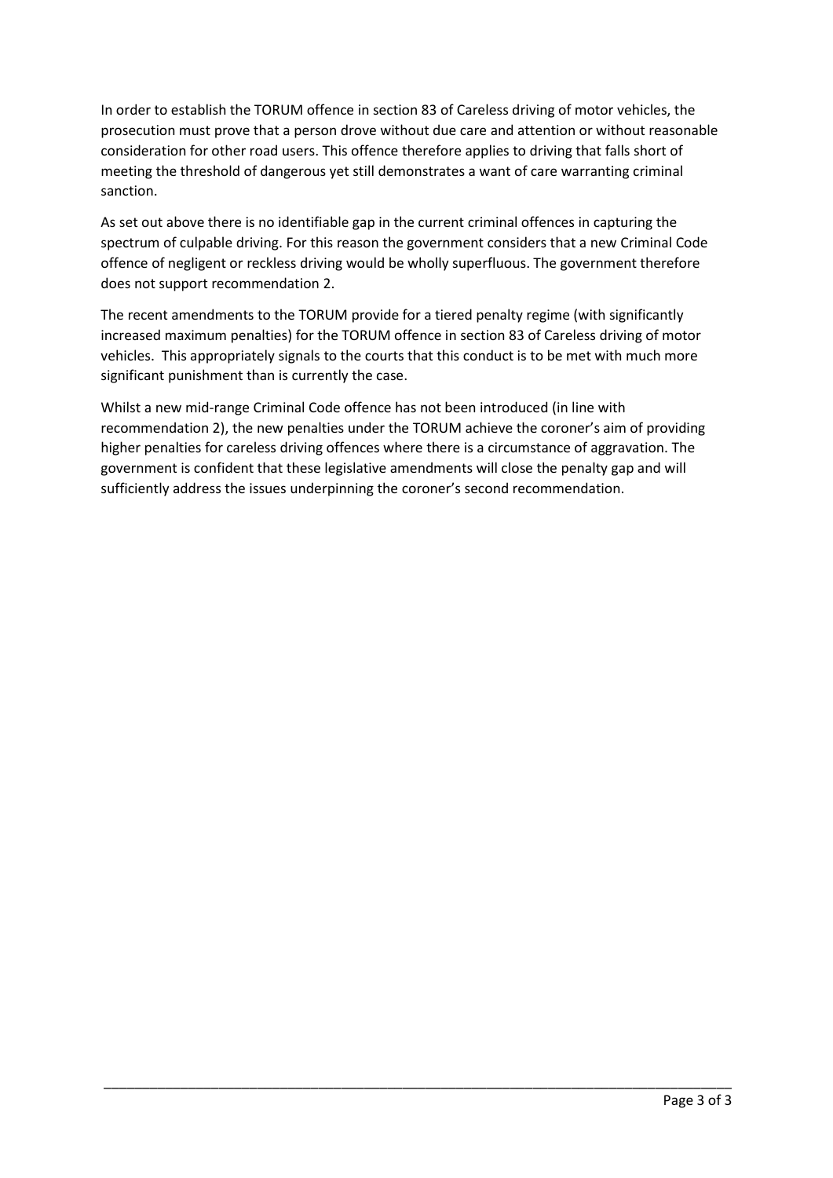In order to establish the TORUM offence in section 83 of Careless driving of motor vehicles, the prosecution must prove that a person drove without due care and attention or without reasonable consideration for other road users. This offence therefore applies to driving that falls short of meeting the threshold of dangerous yet still demonstrates a want of care warranting criminal sanction.

As set out above there is no identifiable gap in the current criminal offences in capturing the spectrum of culpable driving. For this reason the government considers that a new Criminal Code offence of negligent or reckless driving would be wholly superfluous. The government therefore does not support recommendation 2.

The recent amendments to the TORUM provide for a tiered penalty regime (with significantly increased maximum penalties) for the TORUM offence in section 83 of Careless driving of motor vehicles. This appropriately signals to the courts that this conduct is to be met with much more significant punishment than is currently the case.

Whilst a new mid-range Criminal Code offence has not been introduced (in line with recommendation 2), the new penalties under the TORUM achieve the coroner's aim of providing higher penalties for careless driving offences where there is a circumstance of aggravation. The government is confident that these legislative amendments will close the penalty gap and will sufficiently address the issues underpinning the coroner's second recommendation.